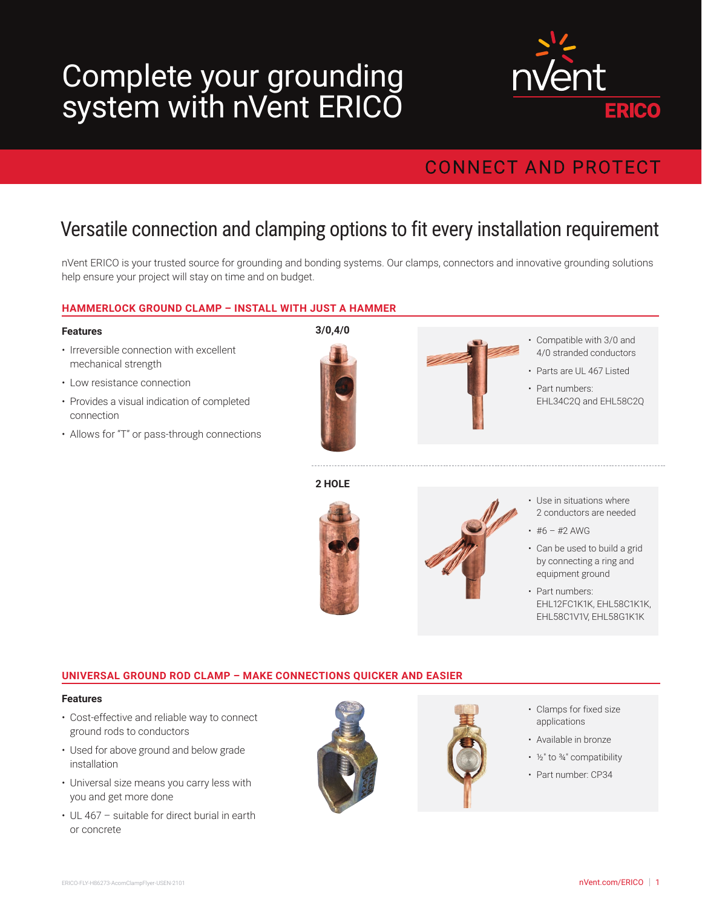# Complete your grounding system with nVent ERICO

CONNECT AND PROTECT

## Versatile connection and clamping options to fit every installation requirement

nVent ERICO is your trusted source for grounding and bonding systems. Our clamps, connectors and innovative grounding solutions help ensure your project will stay on time and on budget.

### HAMMERLOCK GROUND CLAMP – INSTALL WITH JUST A HAMMER

**Features**

- Irreversible connection with excellent mechanical strength
- Low resistance connection
- Provides a visual indication of completed connection
- Allows for "T" or pass-through connections

**3/0,4/0**

- Compatible with 3/0 and 4/0 stranded conductors
- Parts are UL 467 Listed
- Part numbers: EHL34C2Q and EHL58C2Q

**2 HOLE**

- Use in situations where 2 conductors are needed
- #6 – #2 AWG
- Can be used to build a grid by connecting a ring and equipment ground
- Part numbers: EHL12FC1K1K, EHL58C1K1K, EHL58C1V1V, EHL58G1K1K

### UNIVERSAL GROUND ROD CLAMP – MAKE CONNECTIONS QUICKER AND EASIER

**Features**

- Cost-effective and reliable way to connect ground rods to conductors
- Used for above ground and below grade installation
- Universal size means you carry less with you and get more done
- UL 467 – suitable for direct burial in earth or concrete

- Clamps for fixed size applications
- Available in bronze
- ½" to ¾" compatibility
- Part number: CP34

ERICO-FLY-H86273-AcornClampFlyer-USEN-2101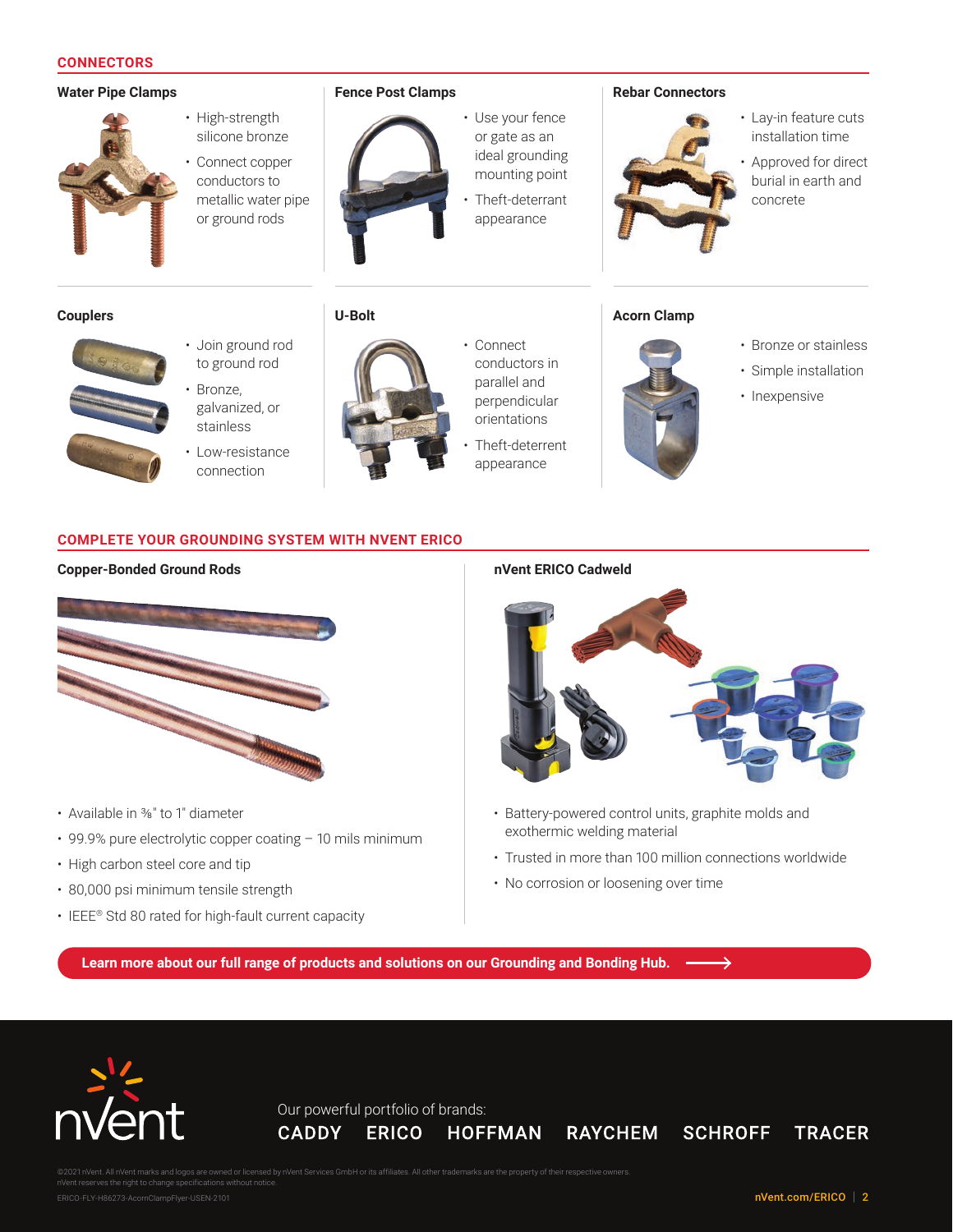## CONNECTORS

### Water Pipe Clamps

- High-strength silicone bronze
- Connect copper conductors to metallic water pipe or ground rods

### Fence Post Clamps

- Use your fence or gate as an ideal grounding mounting point
- Theft-deterrant appearance

### Rebar Connectors

- Lay-in feature cuts installation time
- Approved for direct burial in earth and concrete

### Couplers

- Join ground rod to ground rod
- Bronze, galvanized, or stainless
- Low-resistance connection

### U-Bolt

- Connect conductors in parallel and perpendicular orientations
- Theft-deterrent appearance

### Acorn Clamp

- Bronze or stainless
- Simple installation
- Inexpensive

## COMPLETE YOUR GROUNDING SYSTEM WITH NVENT ERICO

### Copper-Bonded Ground Rods

- Available in ⅜" to 1" diameter
- 99.9% pure electrolytic copper coating – 10 mils minimum
- High carbon steel core and tip
- 80,000 psi minimum tensile strength
- IEEE® Std 80 rated for high-fault current capacity

### nVent ERICO Cadweld

- Battery-powered control units, graphite molds and exothermic welding material
- Trusted in more than 100 million connections worldwide
- No corrosion or loosening over time

**Learn more about our full range of products and solutions on our Grounding and Bonding Hub.** ⟶

nVent

Our powerful portfolio of brands:

CADDY ERICO HOFFMAN RAYCHEM SCHROFF TRACER

©2021 nVent. All nVent marks and logos are owned or licensed by nVent Services GmbH or its affiliates. All other trademarks are the property of their respective owners.
nVent reserves the right to change specifications without notice.

ERICO-FLY-H86273-AcornClampFlyer-USEN-2101

nVent.com/ERICO